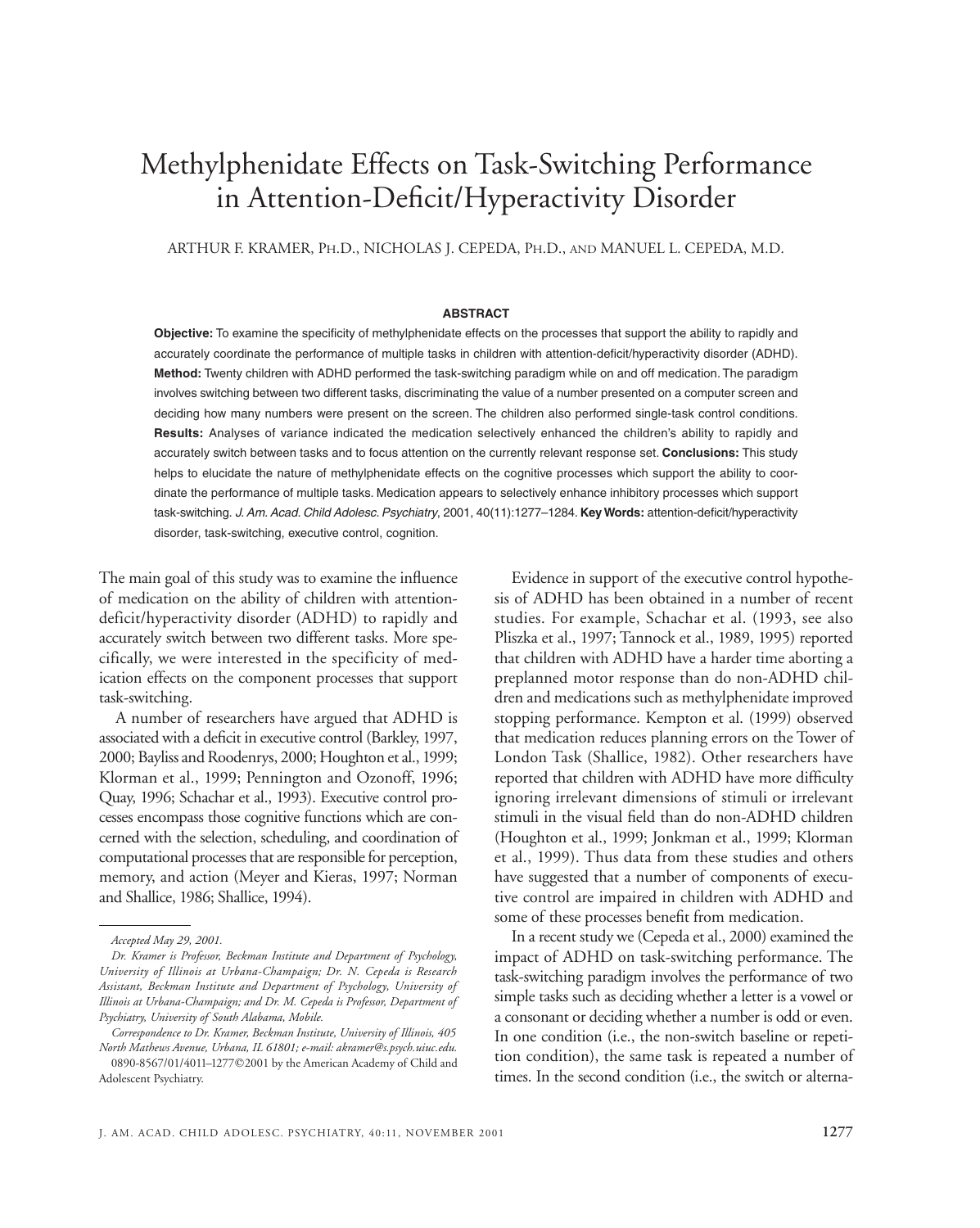# Methylphenidate Effects on Task-Switching Performance in Attention-Deficit/Hyperactivity Disorder

ARTHUR F. KRAMER, PH.D., NICHOLAS J. CEPEDA, PH.D., AND MANUEL L. CEPEDA, M.D.

## ABSTRACT

**Objective:** To examine the specificity of methylphenidate effects on the processes that support the ability to rapidly and accurately coordinate the performance of multiple tasks in children with attention-deficit/hyperactivity disorder (ADHD). **Method:** Twenty children with ADHD performed the task-switching paradigm while on and off medication. The paradigm involves switching between two different tasks, discriminating the value of a number presented on a computer screen and deciding how many numbers were present on the screen. The children also performed single-task control conditions. **Results:** Analyses of variance indicated the medication selectively enhanced the children's ability to rapidly and accurately switch between tasks and to focus attention on the currently relevant response set. **Conclusions:** This study helps to elucidate the nature of methylphenidate effects on the cognitive processes which support the ability to coordinate the performance of multiple tasks. Medication appears to selectively enhance inhibitory processes which support task-switching. *J. Am. Acad. Child Adolesc. Psychiatry*, 2001, 40(11):1277–1284. **Key Words:** attention-deficit/hyperactivity disorder, task-switching, executive control, cognition.

The main goal of this study was to examine the influence of medication on the ability of children with attention-deficit/hyperactivity disorder (ADHD) to rapidly and accurately switch between two different tasks. More specifically, we were interested in the specificity of medication effects on the component processes that support task-switching.

A number of researchers have argued that ADHD is associated with a deficit in executive control (Barkley, 1997, 2000; Bayliss and Roodenrys, 2000; Houghton et al., 1999; Klorman et al., 1999; Pennington and Ozonoff, 1996; Quay, 1996; Schachar et al., 1993). Executive control processes encompass those cognitive functions which are concerned with the selection, scheduling, and coordination of computational processes that are responsible for perception, memory, and action (Meyer and Kieras, 1997; Norman and Shallice, 1986; Shallice, 1994).

Evidence in support of the executive control hypothesis of ADHD has been obtained in a number of recent studies. For example, Schachar et al. (1993, see also Pliszka et al., 1997; Tannock et al., 1989, 1995) reported that children with ADHD have a harder time aborting a preplanned motor response than do non-ADHD children and medications such as methylphenidate improved stopping performance. Kempton et al. (1999) observed that medication reduces planning errors on the Tower of London Task (Shallice, 1982). Other researchers have reported that children with ADHD have more difficulty ignoring irrelevant dimensions of stimuli or irrelevant stimuli in the visual field than do non-ADHD children (Houghton et al., 1999; Jonkman et al., 1999; Klorman et al., 1999). Thus data from these studies and others have suggested that a number of components of executive control are impaired in children with ADHD and some of these processes benefit from medication.

In a recent study we (Cepeda et al., 2000) examined the impact of ADHD on task-switching performance. The task-switching paradigm involves the performance of two simple tasks such as deciding whether a letter is a vowel or a consonant or deciding whether a number is odd or even. In one condition (i.e., the non-switch baseline or repetition condition), the same task is repeated a number of times. In the second condition (i.e., the switch or alterna-

---

*Accepted May 29, 2001.*

*Dr. Kramer is Professor, Beckman Institute and Department of Psychology, University of Illinois at Urbana-Champaign; Dr. N. Cepeda is Research Assistant, Beckman Institute and Department of Psychology, University of Illinois at Urbana-Champaign; and Dr. M. Cepeda is Professor, Department of Psychiatry, University of South Alabama, Mobile.*

*Correspondence to Dr. Kramer, Beckman Institute, University of Illinois, 405 North Mathews Avenue, Urbana, IL 61801; e-mail: akramer@s.psych.uiuc.edu.*

0890-8567/01/4011–1277©2001 by the American Academy of Child and Adolescent Psychiatry.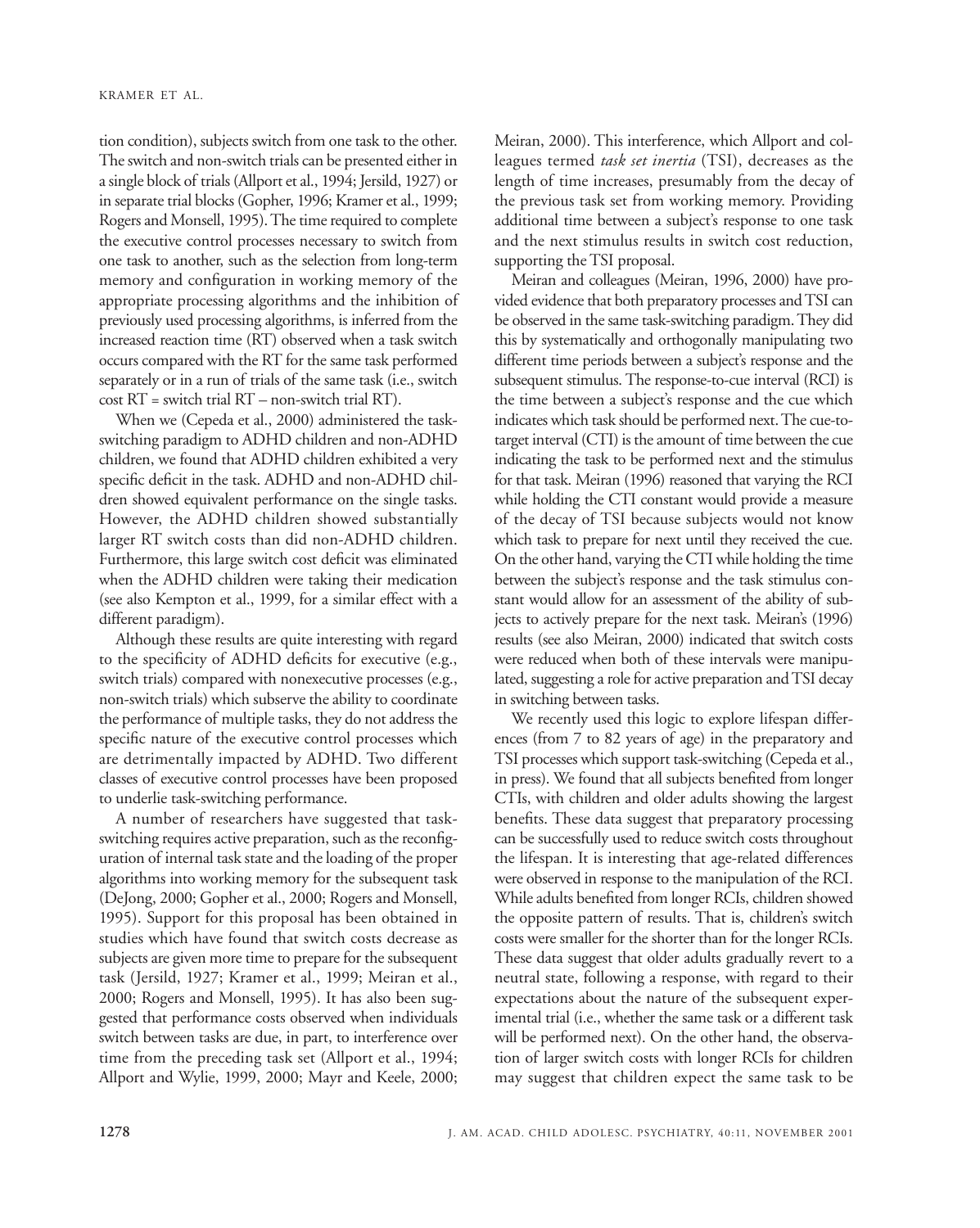tion condition), subjects switch from one task to the other. The switch and non-switch trials can be presented either in a single block of trials (Allport et al., 1994; Jersild, 1927) or in separate trial blocks (Gopher, 1996; Kramer et al., 1999; Rogers and Monsell, 1995). The time required to complete the executive control processes necessary to switch from one task to another, such as the selection from long-term memory and configuration in working memory of the appropriate processing algorithms and the inhibition of previously used processing algorithms, is inferred from the increased reaction time (RT) observed when a task switch occurs compared with the RT for the same task performed separately or in a run of trials of the same task (i.e., switch cost RT = switch trial RT – non-switch trial RT).

When we (Cepeda et al., 2000) administered the task-switching paradigm to ADHD children and non-ADHD children, we found that ADHD children exhibited a very specific deficit in the task. ADHD and non-ADHD children showed equivalent performance on the single tasks. However, the ADHD children showed substantially larger RT switch costs than did non-ADHD children. Furthermore, this large switch cost deficit was eliminated when the ADHD children were taking their medication (see also Kempton et al., 1999, for a similar effect with a different paradigm).

Although these results are quite interesting with regard to the specificity of ADHD deficits for executive (e.g., switch trials) compared with nonexecutive processes (e.g., non-switch trials) which subserve the ability to coordinate the performance of multiple tasks, they do not address the specific nature of the executive control processes which are detrimentally impacted by ADHD. Two different classes of executive control processes have been proposed to underlie task-switching performance.

A number of researchers have suggested that task-switching requires active preparation, such as the reconfiguration of internal task state and the loading of the proper algorithms into working memory for the subsequent task (DeJong, 2000; Gopher et al., 2000; Rogers and Monsell, 1995). Support for this proposal has been obtained in studies which have found that switch costs decrease as subjects are given more time to prepare for the subsequent task (Jersild, 1927; Kramer et al., 1999; Meiran et al., 2000; Rogers and Monsell, 1995). It has also been suggested that performance costs observed when individuals switch between tasks are due, in part, to interference over time from the preceding task set (Allport et al., 1994; Allport and Wylie, 1999, 2000; Mayr and Keele, 2000; Meiran, 2000). This interference, which Allport and colleagues termed *task set inertia* (TSI), decreases as the length of time increases, presumably from the decay of the previous task set from working memory. Providing additional time between a subject's response to one task and the next stimulus results in switch cost reduction, supporting the TSI proposal.

Meiran and colleagues (Meiran, 1996, 2000) have provided evidence that both preparatory processes and TSI can be observed in the same task-switching paradigm. They did this by systematically and orthogonally manipulating two different time periods between a subject's response and the subsequent stimulus. The response-to-cue interval (RCI) is the time between a subject's response and the cue which indicates which task should be performed next. The cue-to-target interval (CTI) is the amount of time between the cue indicating the task to be performed next and the stimulus for that task. Meiran (1996) reasoned that varying the RCI while holding the CTI constant would provide a measure of the decay of TSI because subjects would not know which task to prepare for next until they received the cue. On the other hand, varying the CTI while holding the time between the subject's response and the task stimulus constant would allow for an assessment of the ability of subjects to actively prepare for the next task. Meiran's (1996) results (see also Meiran, 2000) indicated that switch costs were reduced when both of these intervals were manipulated, suggesting a role for active preparation and TSI decay in switching between tasks.

We recently used this logic to explore lifespan differences (from 7 to 82 years of age) in the preparatory and TSI processes which support task-switching (Cepeda et al., in press). We found that all subjects benefited from longer CTIs, with children and older adults showing the largest benefits. These data suggest that preparatory processing can be successfully used to reduce switch costs throughout the lifespan. It is interesting that age-related differences were observed in response to the manipulation of the RCI. While adults benefited from longer RCIs, children showed the opposite pattern of results. That is, children's switch costs were smaller for the shorter than for the longer RCIs. These data suggest that older adults gradually revert to a neutral state, following a response, with regard to their expectations about the nature of the subsequent experimental trial (i.e., whether the same task or a different task will be performed next). On the other hand, the observation of larger switch costs with longer RCIs for children may suggest that children expect the same task to be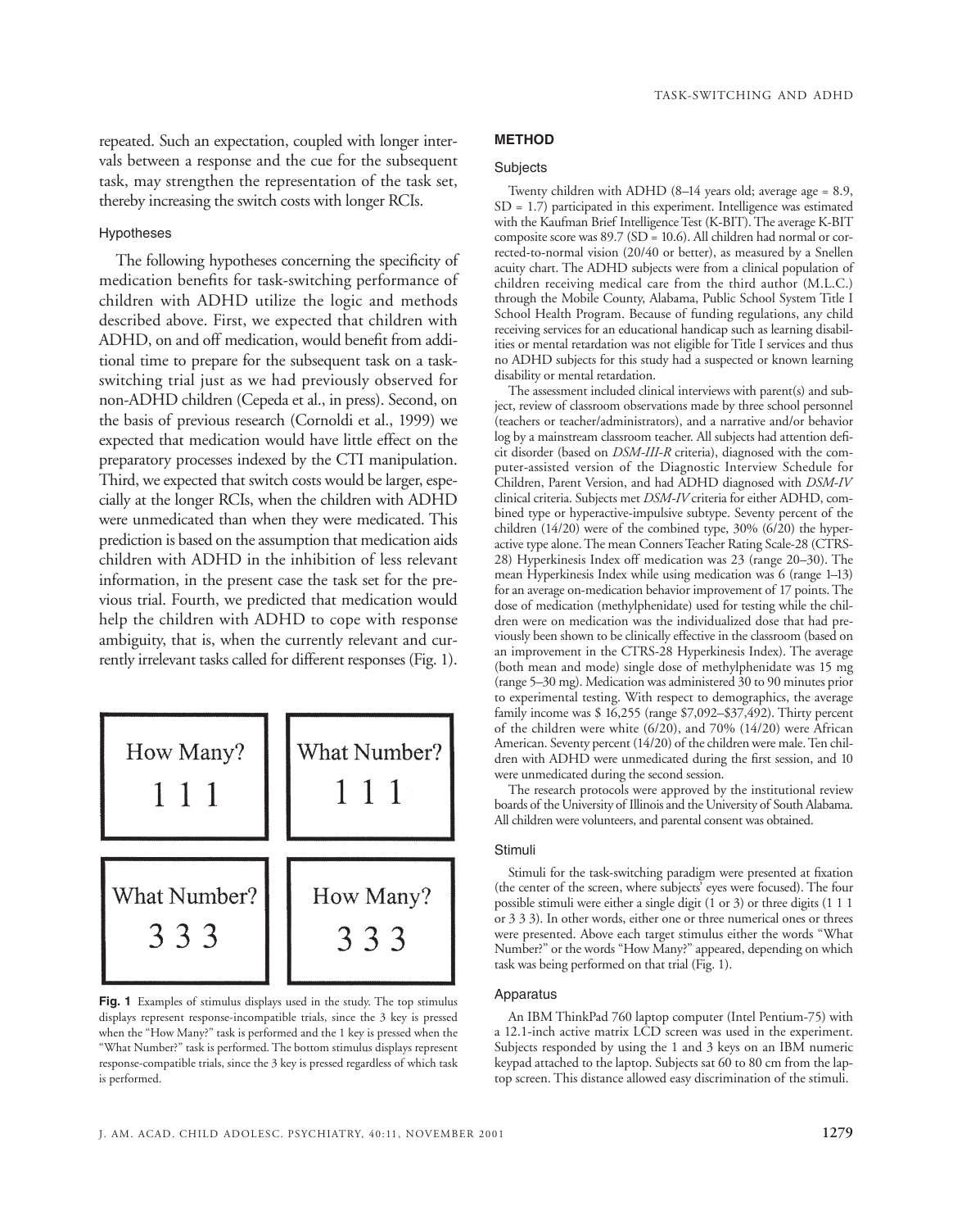repeated. Such an expectation, coupled with longer intervals between a response and the cue for the subsequent task, may strengthen the representation of the task set, thereby increasing the switch costs with longer RCIs.

### Hypotheses

The following hypotheses concerning the specificity of medication benefits for task-switching performance of children with ADHD utilize the logic and methods described above. First, we expected that children with ADHD, on and off medication, would benefit from additional time to prepare for the subsequent task on a task-switching trial just as we had previously observed for non-ADHD children (Cepeda et al., in press). Second, on the basis of previous research (Cornoldi et al., 1999) we expected that medication would have little effect on the preparatory processes indexed by the CTI manipulation. Third, we expected that switch costs would be larger, especially at the longer RCIs, when the children with ADHD were unmedicated than when they were medicated. This prediction is based on the assumption that medication aids children with ADHD in the inhibition of less relevant information, in the present case the task set for the previous trial. Fourth, we predicted that medication would help the children with ADHD to cope with response ambiguity, that is, when the currently relevant and currently irrelevant tasks called for different responses (Fig. 1).

| How Many? 1 1 1 | What Number? 1 1 1 |
|---|---|
| What Number? 3 3 3 | How Many? 3 3 3 |

**Fig. 1** Examples of stimulus displays used in the study. The top stimulus displays represent response-incompatible trials, since the 3 key is pressed when the "How Many?" task is performed and the 1 key is pressed when the "What Number?" task is performed. The bottom stimulus displays represent response-compatible trials, since the 3 key is pressed regardless of which task is performed.

## METHOD

### Subjects

Twenty children with ADHD (8–14 years old; average age = 8.9, SD = 1.7) participated in this experiment. Intelligence was estimated with the Kaufman Brief Intelligence Test (K-BIT). The average K-BIT composite score was 89.7 (SD = 10.6). All children had normal or corrected-to-normal vision (20/40 or better), as measured by a Snellen acuity chart. The ADHD subjects were from a clinical population of children receiving medical care from the third author (M.L.C.) through the Mobile County, Alabama, Public School System Title I School Health Program. Because of funding regulations, any child receiving services for an educational handicap such as learning disabilities or mental retardation was not eligible for Title I services and thus no ADHD subjects for this study had a suspected or known learning disability or mental retardation.

The assessment included clinical interviews with parent(s) and subject, review of classroom observations made by three school personnel (teachers or teacher/administrators), and a narrative and/or behavior log by a mainstream classroom teacher. All subjects had attention deficit disorder (based on *DSM-III-R* criteria), diagnosed with the computer-assisted version of the Diagnostic Interview Schedule for Children, Parent Version, and had ADHD diagnosed with *DSM-IV* clinical criteria. Subjects met *DSM-IV* criteria for either ADHD, combined type or hyperactive-impulsive subtype. Seventy percent of the children (14/20) were of the combined type, 30% (6/20) the hyperactive type alone. The mean Conners Teacher Rating Scale-28 (CTRS-28) Hyperkinesis Index off medication was 23 (range 20–30). The mean Hyperkinesis Index while using medication was 6 (range 1–13) for an average on-medication behavior improvement of 17 points. The dose of medication (methylphenidate) used for testing while the children were on medication was the individualized dose that had previously been shown to be clinically effective in the classroom (based on an improvement in the CTRS-28 Hyperkinesis Index). The average (both mean and mode) single dose of methylphenidate was 15 mg (range 5–30 mg). Medication was administered 30 to 90 minutes prior to experimental testing. With respect to demographics, the average family income was $ 16,255 (range $7,092–$37,492). Thirty percent of the children were white (6/20), and 70% (14/20) were African American. Seventy percent (14/20) of the children were male. Ten children with ADHD were unmedicated during the first session, and 10 were unmedicated during the second session.

The research protocols were approved by the institutional review boards of the University of Illinois and the University of South Alabama. All children were volunteers, and parental consent was obtained.

### Stimuli

Stimuli for the task-switching paradigm were presented at fixation (the center of the screen, where subjects' eyes were focused). The four possible stimuli were either a single digit (1 or 3) or three digits (1 1 1 or 3 3 3). In other words, either one or three numerical ones or threes were presented. Above each target stimulus either the words "What Number?" or the words "How Many?" appeared, depending on which task was being performed on that trial (Fig. 1).

### Apparatus

An IBM ThinkPad 760 laptop computer (Intel Pentium-75) with a 12.1-inch active matrix LCD screen was used in the experiment. Subjects responded by using the 1 and 3 keys on an IBM numeric keypad attached to the laptop. Subjects sat 60 to 80 cm from the laptop screen. This distance allowed easy discrimination of the stimuli.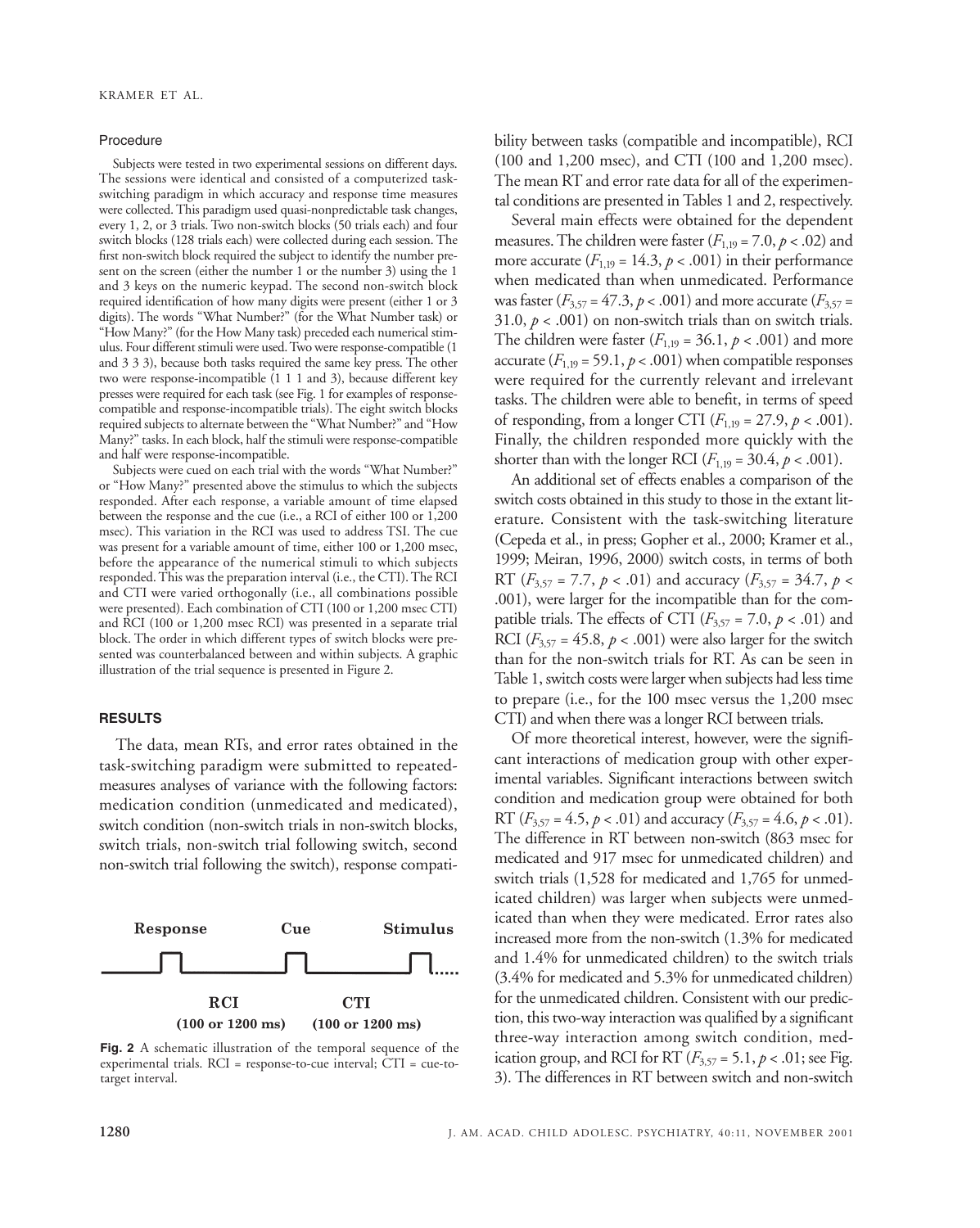### Procedure

Subjects were tested in two experimental sessions on different days. The sessions were identical and consisted of a computerized task-switching paradigm in which accuracy and response time measures were collected. This paradigm used quasi-nonpredictable task changes, every 1, 2, or 3 trials. Two non-switch blocks (50 trials each) and four switch blocks (128 trials each) were collected during each session. The first non-switch block required the subject to identify the number present on the screen (either the number 1 or the number 3) using the 1 and 3 keys on the numeric keypad. The second non-switch block required identification of how many digits were present (either 1 or 3 digits). The words "What Number?" (for the What Number task) or "How Many?" (for the How Many task) preceded each numerical stimulus. Four different stimuli were used. Two were response-compatible (1 and 3 3 3), because both tasks required the same key press. The other two were response-incompatible (1 1 1 and 3), because different key presses were required for each task (see Fig. 1 for examples of response-compatible and response-incompatible trials). The eight switch blocks required subjects to alternate between the "What Number?" and "How Many?" tasks. In each block, half the stimuli were response-compatible and half were response-incompatible.

Subjects were cued on each trial with the words "What Number?" or "How Many?" presented above the stimulus to which the subjects responded. After each response, a variable amount of time elapsed between the response and the cue (i.e., a RCI of either 100 or 1,200 msec). This variation in the RCI was used to address TSI. The cue was present for a variable amount of time, either 100 or 1,200 msec, before the appearance of the numerical stimuli to which subjects responded. This was the preparation interval (i.e., the CTI). The RCI and CTI were varied orthogonally (i.e., all combinations possible were presented). Each combination of CTI (100 or 1,200 msec CTI) and RCI (100 or 1,200 msec RCI) was presented in a separate trial block. The order in which different types of switch blocks were presented was counterbalanced between and within subjects. A graphic illustration of the trial sequence is presented in Figure 2.

Response — Cue — Stimulus

RCI (100 or 1200 ms) — CTI (100 or 1200 ms)

**Fig. 2** A schematic illustration of the temporal sequence of the experimental trials. RCI = response-to-cue interval; CTI = cue-to-target interval.

## RESULTS

The data, mean RTs, and error rates obtained in the task-switching paradigm were submitted to repeated-measures analyses of variance with the following factors: medication condition (unmedicated and medicated), switch condition (non-switch trials in non-switch blocks, switch trials, non-switch trial following switch, second non-switch trial following the switch), response compatibility between tasks (compatible and incompatible), RCI (100 and 1,200 msec), and CTI (100 and 1,200 msec). The mean RT and error rate data for all of the experimental conditions are presented in Tables 1 and 2, respectively.

Several main effects were obtained for the dependent measures. The children were faster ($F_{1,19} = 7.0$, $p < .02$) and more accurate ($F_{1,19} = 14.3$, $p < .001$) in their performance when medicated than when unmedicated. Performance was faster ($F_{3,57} = 47.3$, $p < .001$) and more accurate ($F_{3,57} = 31.0$, $p < .001$) on non-switch trials than on switch trials. The children were faster ($F_{1,19} = 36.1$, $p < .001$) and more accurate ($F_{1,19} = 59.1$, $p < .001$) when compatible responses were required for the currently relevant and irrelevant tasks. The children were able to benefit, in terms of speed of responding, from a longer CTI ($F_{1,19} = 27.9$, $p < .001$). Finally, the children responded more quickly with the shorter than with the longer RCI ($F_{1,19} = 30.4$, $p < .001$).

An additional set of effects enables a comparison of the switch costs obtained in this study to those in the extant literature. Consistent with the task-switching literature (Cepeda et al., in press; Gopher et al., 2000; Kramer et al., 1999; Meiran, 1996, 2000) switch costs, in terms of both RT ($F_{3,57} = 7.7$, $p < .01$) and accuracy ($F_{3,57} = 34.7$, $p < .001$), were larger for the incompatible than for the compatible trials. The effects of CTI ($F_{3,57} = 7.0$, $p < .01$) and RCI ($F_{3,57} = 45.8$, $p < .001$) were also larger for the switch than for the non-switch trials for RT. As can be seen in Table 1, switch costs were larger when subjects had less time to prepare (i.e., for the 100 msec versus the 1,200 msec CTI) and when there was a longer RCI between trials.

Of more theoretical interest, however, were the significant interactions of medication group with other experimental variables. Significant interactions between switch condition and medication group were obtained for both RT ($F_{3,57} = 4.5$, $p < .01$) and accuracy ($F_{3,57} = 4.6$, $p < .01$). The difference in RT between non-switch (863 msec for medicated and 917 msec for unmedicated children) and switch trials (1,528 for medicated and 1,765 for unmedicated children) was larger when subjects were unmedicated than when they were medicated. Error rates also increased more from the non-switch (1.3% for medicated and 1.4% for unmedicated children) to the switch trials (3.4% for medicated and 5.3% for unmedicated children) for the unmedicated children. Consistent with our prediction, this two-way interaction was qualified by a significant three-way interaction among switch condition, medication group, and RCI for RT ($F_{3,57} = 5.1$, $p < .01$; see Fig. 3). The differences in RT between switch and non-switch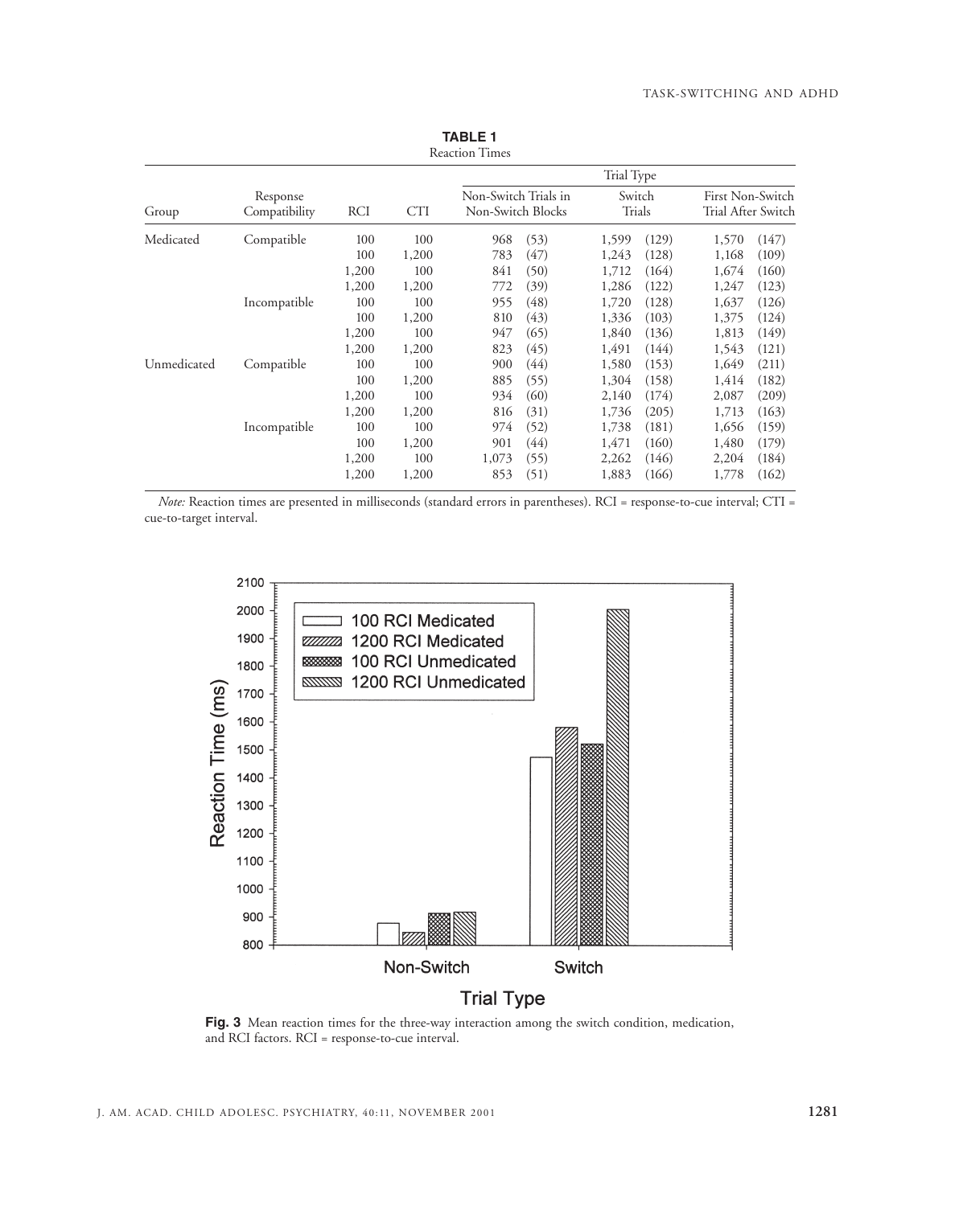**TABLE 1**
Reaction Times

| Group | Response Compatibility | RCI | CTI | Trial Type: Non-Switch Trials in Non-Switch Blocks | | Trial Type: Switch Trials | | Trial Type: First Non-Switch Trial After Switch | |
|---|---|---|---|---|---|---|---|---|---|
| Medicated | Compatible | 100 | 100 | 968 | (53) | 1,599 | (129) | 1,570 | (147) |
| | | 100 | 1,200 | 783 | (47) | 1,243 | (128) | 1,168 | (109) |
| | | 1,200 | 100 | 841 | (50) | 1,712 | (164) | 1,674 | (160) |
| | | 1,200 | 1,200 | 772 | (39) | 1,286 | (122) | 1,247 | (123) |
| | Incompatible | 100 | 100 | 955 | (48) | 1,720 | (128) | 1,637 | (126) |
| | | 100 | 1,200 | 810 | (43) | 1,336 | (103) | 1,375 | (124) |
| | | 1,200 | 100 | 947 | (65) | 1,840 | (136) | 1,813 | (149) |
| | | 1,200 | 1,200 | 823 | (45) | 1,491 | (144) | 1,543 | (121) |
| Unmedicated | Compatible | 100 | 100 | 900 | (44) | 1,580 | (153) | 1,649 | (211) |
| | | 100 | 1,200 | 885 | (55) | 1,304 | (158) | 1,414 | (182) |
| | | 1,200 | 100 | 934 | (60) | 2,140 | (174) | 2,087 | (209) |
| | | 1,200 | 1,200 | 816 | (31) | 1,736 | (205) | 1,713 | (163) |
| | Incompatible | 100 | 100 | 974 | (52) | 1,738 | (181) | 1,656 | (159) |
| | | 100 | 1,200 | 901 | (44) | 1,471 | (160) | 1,480 | (179) |
| | | 1,200 | 100 | 1,073 | (55) | 2,262 | (146) | 2,204 | (184) |
| | | 1,200 | 1,200 | 853 | (51) | 1,883 | (166) | 1,778 | (162) |

*Note:* Reaction times are presented in milliseconds (standard errors in parentheses). RCI = response-to-cue interval; CTI = cue-to-target interval.

**Fig. 3** Mean reaction times for the three-way interaction among the switch condition, medication, and RCI factors. RCI = response-to-cue interval.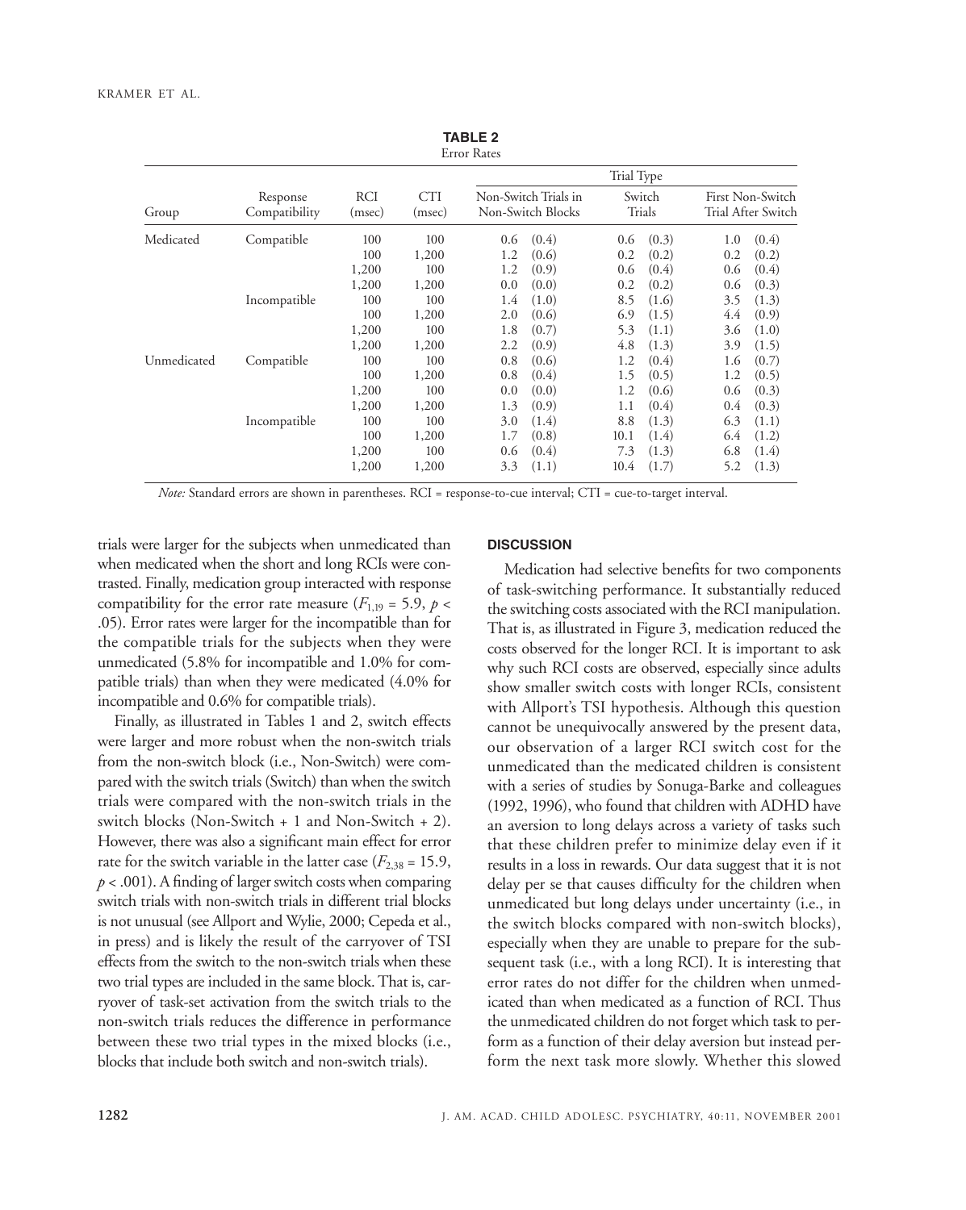**TABLE 2**
Error Rates

| Group | Response Compatibility | RCI (msec) | CTI (msec) | Trial Type: Non-Switch Trials in Non-Switch Blocks | Trial Type: Switch Trials | Trial Type: First Non-Switch Trial After Switch |
|---|---|---|---|---|---|---|
| Medicated | Compatible | 100 | 100 | 0.6 (0.4) | 0.6 (0.3) | 1.0 (0.4) |
| | | 100 | 1,200 | 1.2 (0.6) | 0.2 (0.2) | 0.2 (0.2) |
| | | 1,200 | 100 | 1.2 (0.9) | 0.6 (0.4) | 0.6 (0.4) |
| | | 1,200 | 1,200 | 0.0 (0.0) | 0.2 (0.2) | 0.6 (0.3) |
| | Incompatible | 100 | 100 | 1.4 (1.0) | 8.5 (1.6) | 3.5 (1.3) |
| | | 100 | 1,200 | 2.0 (0.6) | 6.9 (1.5) | 4.4 (0.9) |
| | | 1,200 | 100 | 1.8 (0.7) | 5.3 (1.1) | 3.6 (1.0) |
| | | 1,200 | 1,200 | 2.2 (0.9) | 4.8 (1.3) | 3.9 (1.5) |
| Unmedicated | Compatible | 100 | 100 | 0.8 (0.6) | 1.2 (0.4) | 1.6 (0.7) |
| | | 100 | 1,200 | 0.8 (0.4) | 1.5 (0.5) | 1.2 (0.5) |
| | | 1,200 | 100 | 0.0 (0.0) | 1.2 (0.6) | 0.6 (0.3) |
| | | 1,200 | 1,200 | 1.3 (0.9) | 1.1 (0.4) | 0.4 (0.3) |
| | Incompatible | 100 | 100 | 3.0 (1.4) | 8.8 (1.3) | 6.3 (1.1) |
| | | 100 | 1,200 | 1.7 (0.8) | 10.1 (1.4) | 6.4 (1.2) |
| | | 1,200 | 100 | 0.6 (0.4) | 7.3 (1.3) | 6.8 (1.4) |
| | | 1,200 | 1,200 | 3.3 (1.1) | 10.4 (1.7) | 5.2 (1.3) |

*Note:* Standard errors are shown in parentheses. RCI = response-to-cue interval; CTI = cue-to-target interval.

trials were larger for the subjects when unmedicated than when medicated when the short and long RCIs were contrasted. Finally, medication group interacted with response compatibility for the error rate measure ($F_{1,19} = 5.9$, $p < .05$). Error rates were larger for the incompatible than for the compatible trials for the subjects when they were unmedicated (5.8% for incompatible and 1.0% for compatible trials) than when they were medicated (4.0% for incompatible and 0.6% for compatible trials).

Finally, as illustrated in Tables 1 and 2, switch effects were larger and more robust when the non-switch trials from the non-switch block (i.e., Non-Switch) were compared with the switch trials (Switch) than when the switch trials were compared with the non-switch trials in the switch blocks (Non-Switch + 1 and Non-Switch + 2). However, there was also a significant main effect for error rate for the switch variable in the latter case ($F_{2,38} = 15.9$, $p < .001$). A finding of larger switch costs when comparing switch trials with non-switch trials in different trial blocks is not unusual (see Allport and Wylie, 2000; Cepeda et al., in press) and is likely the result of the carryover of TSI effects from the switch to the non-switch trials when these two trial types are included in the same block. That is, carryover of task-set activation from the switch trials to the non-switch trials reduces the difference in performance between these two trial types in the mixed blocks (i.e., blocks that include both switch and non-switch trials).

## DISCUSSION

Medication had selective benefits for two components of task-switching performance. It substantially reduced the switching costs associated with the RCI manipulation. That is, as illustrated in Figure 3, medication reduced the costs observed for the longer RCI. It is important to ask why such RCI costs are observed, especially since adults show smaller switch costs with longer RCIs, consistent with Allport's TSI hypothesis. Although this question cannot be unequivocally answered by the present data, our observation of a larger RCI switch cost for the unmedicated than the medicated children is consistent with a series of studies by Sonuga-Barke and colleagues (1992, 1996), who found that children with ADHD have an aversion to long delays across a variety of tasks such that these children prefer to minimize delay even if it results in a loss in rewards. Our data suggest that it is not delay per se that causes difficulty for the children when unmedicated but long delays under uncertainty (i.e., in the switch blocks compared with non-switch blocks), especially when they are unable to prepare for the subsequent task (i.e., with a long RCI). It is interesting that error rates do not differ for the children when unmedicated than when medicated as a function of RCI. Thus the unmedicated children do not forget which task to perform as a function of their delay aversion but instead perform the next task more slowly. Whether this slowed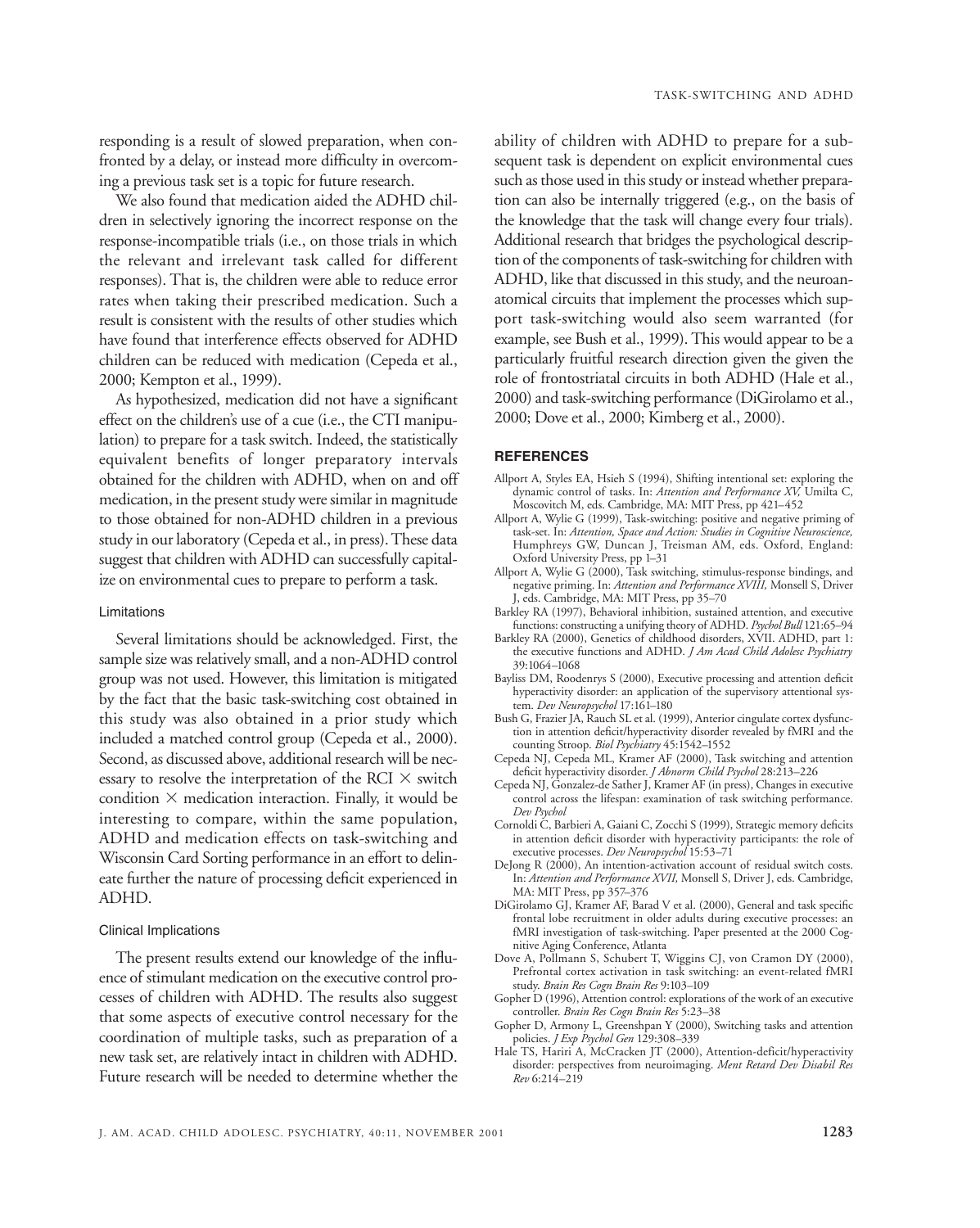responding is a result of slowed preparation, when confronted by a delay, or instead more difficulty in overcoming a previous task set is a topic for future research.

We also found that medication aided the ADHD children in selectively ignoring the incorrect response on the response-incompatible trials (i.e., on those trials in which the relevant and irrelevant task called for different responses). That is, the children were able to reduce error rates when taking their prescribed medication. Such a result is consistent with the results of other studies which have found that interference effects observed for ADHD children can be reduced with medication (Cepeda et al., 2000; Kempton et al., 1999).

As hypothesized, medication did not have a significant effect on the children's use of a cue (i.e., the CTI manipulation) to prepare for a task switch. Indeed, the statistically equivalent benefits of longer preparatory intervals obtained for the children with ADHD, when on and off medication, in the present study were similar in magnitude to those obtained for non-ADHD children in a previous study in our laboratory (Cepeda et al., in press). These data suggest that children with ADHD can successfully capitalize on environmental cues to prepare to perform a task.

### Limitations

Several limitations should be acknowledged. First, the sample size was relatively small, and a non-ADHD control group was not used. However, this limitation is mitigated by the fact that the basic task-switching cost obtained in this study was also obtained in a prior study which included a matched control group (Cepeda et al., 2000). Second, as discussed above, additional research will be necessary to resolve the interpretation of the RCI × switch condition × medication interaction. Finally, it would be interesting to compare, within the same population, ADHD and medication effects on task-switching and Wisconsin Card Sorting performance in an effort to delineate further the nature of processing deficit experienced in ADHD.

### Clinical Implications

The present results extend our knowledge of the influence of stimulant medication on the executive control processes of children with ADHD. The results also suggest that some aspects of executive control necessary for the coordination of multiple tasks, such as preparation of a new task set, are relatively intact in children with ADHD. Future research will be needed to determine whether the ability of children with ADHD to prepare for a subsequent task is dependent on explicit environmental cues such as those used in this study or instead whether preparation can also be internally triggered (e.g., on the basis of the knowledge that the task will change every four trials). Additional research that bridges the psychological description of the components of task-switching for children with ADHD, like that discussed in this study, and the neuroanatomical circuits that implement the processes which support task-switching would also seem warranted (for example, see Bush et al., 1999). This would appear to be a particularly fruitful research direction given the given the role of frontostriatal circuits in both ADHD (Hale et al., 2000) and task-switching performance (DiGirolamo et al., 2000; Dove et al., 2000; Kimberg et al., 2000).

## REFERENCES

Allport A, Styles EA, Hsieh S (1994), Shifting intentional set: exploring the dynamic control of tasks. In: *Attention and Performance XV,* Umilta C, Moscovitch M, eds. Cambridge, MA: MIT Press, pp 421–452

Allport A, Wylie G (1999), Task-switching: positive and negative priming of task-set. In: *Attention, Space and Action: Studies in Cognitive Neuroscience,* Humphreys GW, Duncan J, Treisman AM, eds. Oxford, England: Oxford University Press, pp 1–31

Allport A, Wylie G (2000), Task switching, stimulus-response bindings, and negative priming. In: *Attention and Performance XVIII,* Monsell S, Driver J, eds. Cambridge, MA: MIT Press, pp 35–70

Barkley RA (1997), Behavioral inhibition, sustained attention, and executive functions: constructing a unifying theory of ADHD. *Psychol Bull* 121:65–94

Barkley RA (2000), Genetics of childhood disorders, XVII. ADHD, part 1: the executive functions and ADHD. *J Am Acad Child Adolesc Psychiatry* 39:1064–1068

Bayliss DM, Roodenrys S (2000), Executive processing and attention deficit hyperactivity disorder: an application of the supervisory attentional system. *Dev Neuropsychol* 17:161–180

Bush G, Frazier JA, Rauch SL et al. (1999), Anterior cingulate cortex dysfunction in attention deficit/hyperactivity disorder revealed by fMRI and the counting Stroop. *Biol Psychiatry* 45:1542–1552

Cepeda NJ, Cepeda ML, Kramer AF (2000), Task switching and attention deficit hyperactivity disorder. *J Abnorm Child Psychol* 28:213–226

Cepeda NJ, Gonzalez-de Sather J, Kramer AF (in press), Changes in executive control across the lifespan: examination of task switching performance. *Dev Psychol*

Cornoldi C, Barbieri A, Gaiani C, Zocchi S (1999), Strategic memory deficits in attention deficit disorder with hyperactivity participants: the role of executive processes. *Dev Neuropsychol* 15:53–71

DeJong R (2000), An intention-activation account of residual switch costs. In: *Attention and Performance XVII,* Monsell S, Driver J, eds. Cambridge, MA: MIT Press, pp 357–376

DiGirolamo GJ, Kramer AF, Barad V et al. (2000), General and task specific frontal lobe recruitment in older adults during executive processes: an fMRI investigation of task-switching. Paper presented at the 2000 Cognitive Aging Conference, Atlanta

Dove A, Pollmann S, Schubert T, Wiggins CJ, von Cramon DY (2000), Prefrontal cortex activation in task switching: an event-related fMRI study. *Brain Res Cogn Brain Res* 9:103–109

Gopher D (1996), Attention control: explorations of the work of an executive controller. *Brain Res Cogn Brain Res* 5:23–38

Gopher D, Armony L, Greenshpan Y (2000), Switching tasks and attention policies. *J Exp Psychol Gen* 129:308–339

Hale TS, Hariri A, McCracken JT (2000), Attention-deficit/hyperactivity disorder: perspectives from neuroimaging. *Ment Retard Dev Disabil Res Rev* 6:214–219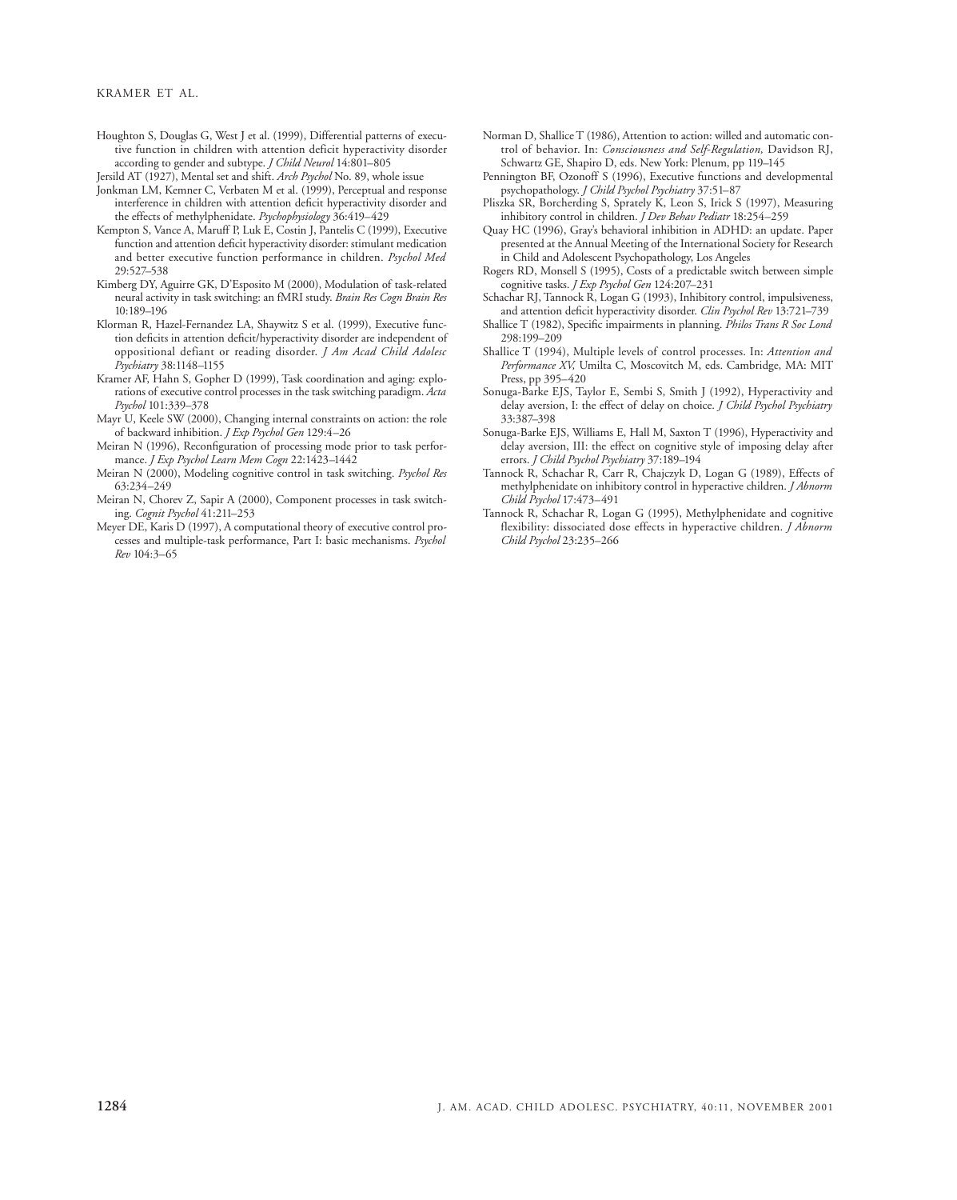Houghton S, Douglas G, West J et al. (1999), Differential patterns of executive function in children with attention deficit hyperactivity disorder according to gender and subtype. *J Child Neurol* 14:801–805

Jersild AT (1927), Mental set and shift. *Arch Psychol* No. 89, whole issue

Jonkman LM, Kemner C, Verbaten M et al. (1999), Perceptual and response interference in children with attention deficit hyperactivity disorder and the effects of methylphenidate. *Psychophysiology* 36:419–429

Kempton S, Vance A, Maruff P, Luk E, Costin J, Pantelis C (1999), Executive function and attention deficit hyperactivity disorder: stimulant medication and better executive function performance in children. *Psychol Med* 29:527–538

Kimberg DY, Aguirre GK, D'Esposito M (2000), Modulation of task-related neural activity in task switching: an fMRI study. *Brain Res Cogn Brain Res* 10:189–196

Klorman R, Hazel-Fernandez LA, Shaywitz S et al. (1999), Executive function deficits in attention deficit/hyperactivity disorder are independent of oppositional defiant or reading disorder. *J Am Acad Child Adolesc Psychiatry* 38:1148–1155

Kramer AF, Hahn S, Gopher D (1999), Task coordination and aging: explorations of executive control processes in the task switching paradigm. *Acta Psychol* 101:339–378

Mayr U, Keele SW (2000), Changing internal constraints on action: the role of backward inhibition. *J Exp Psychol Gen* 129:4–26

Meiran N (1996), Reconfiguration of processing mode prior to task performance. *J Exp Psychol Learn Mem Cogn* 22:1423–1442

Meiran N (2000), Modeling cognitive control in task switching. *Psychol Res* 63:234–249

Meiran N, Chorev Z, Sapir A (2000), Component processes in task switching. *Cognit Psychol* 41:211–253

Meyer DE, Karis D (1997), A computational theory of executive control processes and multiple-task performance, Part I: basic mechanisms. *Psychol Rev* 104:3–65

Norman D, Shallice T (1986), Attention to action: willed and automatic control of behavior. In: *Consciousness and Self-Regulation,* Davidson RJ, Schwartz GE, Shapiro D, eds. New York: Plenum, pp 119–145

Pennington BF, Ozonoff S (1996), Executive functions and developmental psychopathology. *J Child Psychol Psychiatry* 37:51–87

Pliszka SR, Borcherding S, Sprately K, Leon S, Irick S (1997), Measuring inhibitory control in children. *J Dev Behav Pediatr* 18:254–259

Quay HC (1996), Gray's behavioral inhibition in ADHD: an update. Paper presented at the Annual Meeting of the International Society for Research in Child and Adolescent Psychopathology, Los Angeles

Rogers RD, Monsell S (1995), Costs of a predictable switch between simple cognitive tasks. *J Exp Psychol Gen* 124:207–231

Schachar RJ, Tannock R, Logan G (1993), Inhibitory control, impulsiveness, and attention deficit hyperactivity disorder. *Clin Psychol Rev* 13:721–739

Shallice T (1982), Specific impairments in planning. *Philos Trans R Soc Lond* 298:199–209

Shallice T (1994), Multiple levels of control processes. In: *Attention and Performance XV,* Umilta C, Moscovitch M, eds. Cambridge, MA: MIT Press, pp 395–420

Sonuga-Barke EJS, Taylor E, Sembi S, Smith J (1992), Hyperactivity and delay aversion, I: the effect of delay on choice. *J Child Psychol Psychiatry* 33:387–398

Sonuga-Barke EJS, Williams E, Hall M, Saxton T (1996), Hyperactivity and delay aversion, III: the effect on cognitive style of imposing delay after errors. *J Child Psychol Psychiatry* 37:189–194

Tannock R, Schachar R, Carr R, Chajczyk D, Logan G (1989), Effects of methylphenidate on inhibitory control in hyperactive children. *J Abnorm Child Psychol* 17:473–491

Tannock R, Schachar R, Logan G (1995), Methylphenidate and cognitive flexibility: dissociated dose effects in hyperactive children. *J Abnorm Child Psychol* 23:235–266